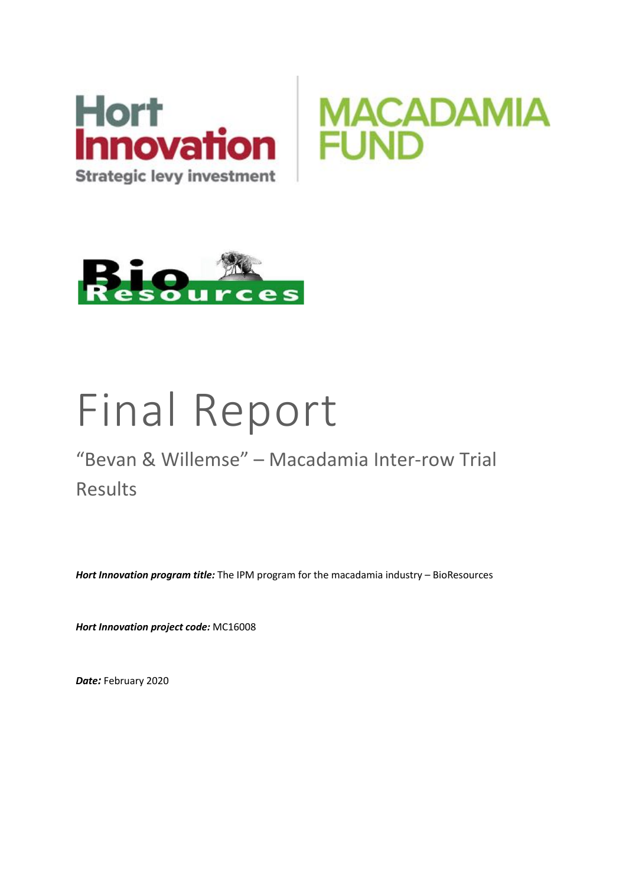# Final Report

## "Bevan & Willemse" – Macadamia Inter-row Trial Results

***Hort Innovation program title:*** The IPM program for the macadamia industry – BioResources

***Hort Innovation project code:*** MC16008

***Date:*** February 2020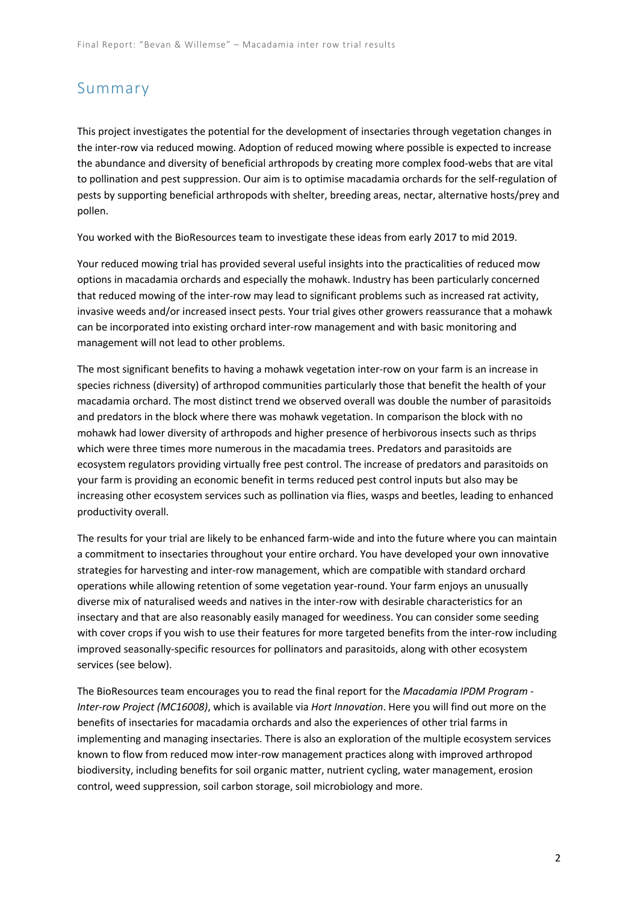## Summary

This project investigates the potential for the development of insectaries through vegetation changes in the inter-row via reduced mowing. Adoption of reduced mowing where possible is expected to increase the abundance and diversity of beneficial arthropods by creating more complex food-webs that are vital to pollination and pest suppression. Our aim is to optimise macadamia orchards for the self-regulation of pests by supporting beneficial arthropods with shelter, breeding areas, nectar, alternative hosts/prey and pollen.

You worked with the BioResources team to investigate these ideas from early 2017 to mid 2019.

Your reduced mowing trial has provided several useful insights into the practicalities of reduced mow options in macadamia orchards and especially the mohawk. Industry has been particularly concerned that reduced mowing of the inter-row may lead to significant problems such as increased rat activity, invasive weeds and/or increased insect pests. Your trial gives other growers reassurance that a mohawk can be incorporated into existing orchard inter-row management and with basic monitoring and management will not lead to other problems.

The most significant benefits to having a mohawk vegetation inter-row on your farm is an increase in species richness (diversity) of arthropod communities particularly those that benefit the health of your macadamia orchard. The most distinct trend we observed overall was double the number of parasitoids and predators in the block where there was mohawk vegetation. In comparison the block with no mohawk had lower diversity of arthropods and higher presence of herbivorous insects such as thrips which were three times more numerous in the macadamia trees. Predators and parasitoids are ecosystem regulators providing virtually free pest control. The increase of predators and parasitoids on your farm is providing an economic benefit in terms reduced pest control inputs but also may be increasing other ecosystem services such as pollination via flies, wasps and beetles, leading to enhanced productivity overall.

The results for your trial are likely to be enhanced farm-wide and into the future where you can maintain a commitment to insectaries throughout your entire orchard. You have developed your own innovative strategies for harvesting and inter-row management, which are compatible with standard orchard operations while allowing retention of some vegetation year-round. Your farm enjoys an unusually diverse mix of naturalised weeds and natives in the inter-row with desirable characteristics for an insectary and that are also reasonably easily managed for weediness. You can consider some seeding with cover crops if you wish to use their features for more targeted benefits from the inter-row including improved seasonally-specific resources for pollinators and parasitoids, along with other ecosystem services (see below).

The BioResources team encourages you to read the final report for the *Macadamia IPDM Program - Inter-row Project (MC16008)*, which is available via *Hort Innovation*. Here you will find out more on the benefits of insectaries for macadamia orchards and also the experiences of other trial farms in implementing and managing insectaries. There is also an exploration of the multiple ecosystem services known to flow from reduced mow inter-row management practices along with improved arthropod biodiversity, including benefits for soil organic matter, nutrient cycling, water management, erosion control, weed suppression, soil carbon storage, soil microbiology and more.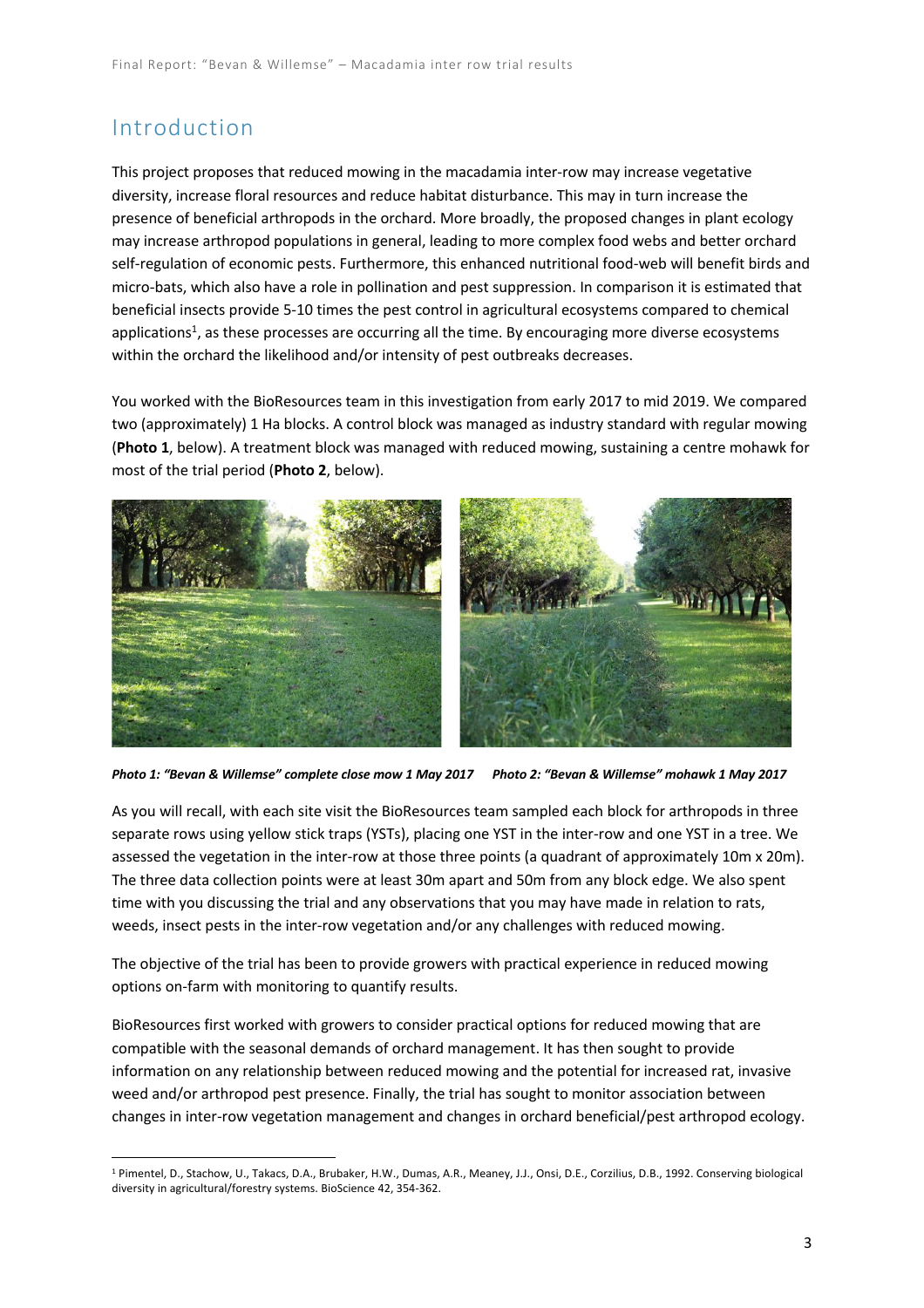# Introduction

This project proposes that reduced mowing in the macadamia inter-row may increase vegetative diversity, increase floral resources and reduce habitat disturbance. This may in turn increase the presence of beneficial arthropods in the orchard. More broadly, the proposed changes in plant ecology may increase arthropod populations in general, leading to more complex food webs and better orchard self-regulation of economic pests. Furthermore, this enhanced nutritional food-web will benefit birds and micro-bats, which also have a role in pollination and pest suppression. In comparison it is estimated that beneficial insects provide 5-10 times the pest control in agricultural ecosystems compared to chemical applications[1], as these processes are occurring all the time. By encouraging more diverse ecosystems within the orchard the likelihood and/or intensity of pest outbreaks decreases.

You worked with the BioResources team in this investigation from early 2017 to mid 2019. We compared two (approximately) 1 Ha blocks. A control block was managed as industry standard with regular mowing (**Photo 1**, below). A treatment block was managed with reduced mowing, sustaining a centre mohawk for most of the trial period (**Photo 2**, below).

***Photo 1: "Bevan & Willemse" complete close mow 1 May 2017***

***Photo 2: "Bevan & Willemse" mohawk 1 May 2017***

As you will recall, with each site visit the BioResources team sampled each block for arthropods in three separate rows using yellow stick traps (YSTs), placing one YST in the inter-row and one YST in a tree. We assessed the vegetation in the inter-row at those three points (a quadrant of approximately 10m x 20m). The three data collection points were at least 30m apart and 50m from any block edge. We also spent time with you discussing the trial and any observations that you may have made in relation to rats, weeds, insect pests in the inter-row vegetation and/or any challenges with reduced mowing.

The objective of the trial has been to provide growers with practical experience in reduced mowing options on-farm with monitoring to quantify results.

BioResources first worked with growers to consider practical options for reduced mowing that are compatible with the seasonal demands of orchard management. It has then sought to provide information on any relationship between reduced mowing and the potential for increased rat, invasive weed and/or arthropod pest presence. Finally, the trial has sought to monitor association between changes in inter-row vegetation management and changes in orchard beneficial/pest arthropod ecology.

[1] Pimentel, D., Stachow, U., Takacs, D.A., Brubaker, H.W., Dumas, A.R., Meaney, J.J., Onsi, D.E., Corzilius, D.B., 1992. Conserving biological diversity in agricultural/forestry systems. BioScience 42, 354-362.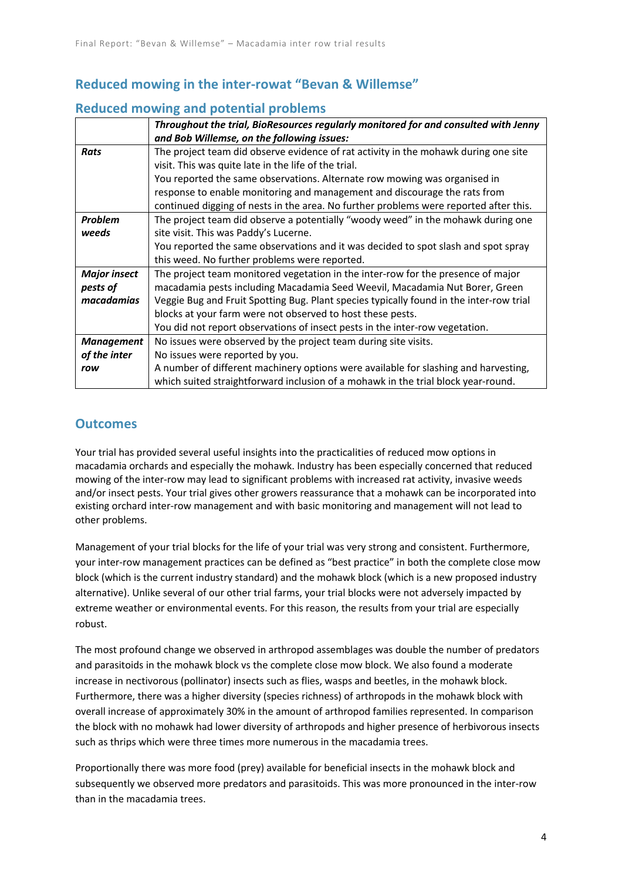## Reduced mowing in the inter-rowat "Bevan & Willemse"

### Reduced mowing and potential problems

| | ***Throughout the trial, BioResources regularly monitored for and consulted with Jenny and Bob Willemse, on the following issues:*** |
|---|---|
| ***Rats*** | The project team did observe evidence of rat activity in the mohawk during one site visit. This was quite late in the life of the trial.<br>You reported the same observations. Alternate row mowing was organised in response to enable monitoring and management and discourage the rats from continued digging of nests in the area. No further problems were reported after this. |
| ***Problem weeds*** | The project team did observe a potentially "woody weed" in the mohawk during one site visit. This was Paddy's Lucerne.<br>You reported the same observations and it was decided to spot slash and spot spray this weed. No further problems were reported. |
| ***Major insect pests of macadamias*** | The project team monitored vegetation in the inter-row for the presence of major macadamia pests including Macadamia Seed Weevil, Macadamia Nut Borer, Green Veggie Bug and Fruit Spotting Bug. Plant species typically found in the inter-row trial blocks at your farm were not observed to host these pests.<br>You did not report observations of insect pests in the inter-row vegetation. |
| ***Management of the inter row*** | No issues were observed by the project team during site visits.<br>No issues were reported by you.<br>A number of different machinery options were available for slashing and harvesting, which suited straightforward inclusion of a mohawk in the trial block year-round. |

## Outcomes

Your trial has provided several useful insights into the practicalities of reduced mow options in macadamia orchards and especially the mohawk. Industry has been especially concerned that reduced mowing of the inter-row may lead to significant problems with increased rat activity, invasive weeds and/or insect pests. Your trial gives other growers reassurance that a mohawk can be incorporated into existing orchard inter-row management and with basic monitoring and management will not lead to other problems.

Management of your trial blocks for the life of your trial was very strong and consistent. Furthermore, your inter-row management practices can be defined as "best practice" in both the complete close mow block (which is the current industry standard) and the mohawk block (which is a new proposed industry alternative). Unlike several of our other trial farms, your trial blocks were not adversely impacted by extreme weather or environmental events. For this reason, the results from your trial are especially robust.

The most profound change we observed in arthropod assemblages was double the number of predators and parasitoids in the mohawk block vs the complete close mow block. We also found a moderate increase in nectivorous (pollinator) insects such as flies, wasps and beetles, in the mohawk block. Furthermore, there was a higher diversity (species richness) of arthropods in the mohawk block with overall increase of approximately 30% in the amount of arthropod families represented. In comparison the block with no mohawk had lower diversity of arthropods and higher presence of herbivorous insects such as thrips which were three times more numerous in the macadamia trees.

Proportionally there was more food (prey) available for beneficial insects in the mohawk block and subsequently we observed more predators and parasitoids. This was more pronounced in the inter-row than in the macadamia trees.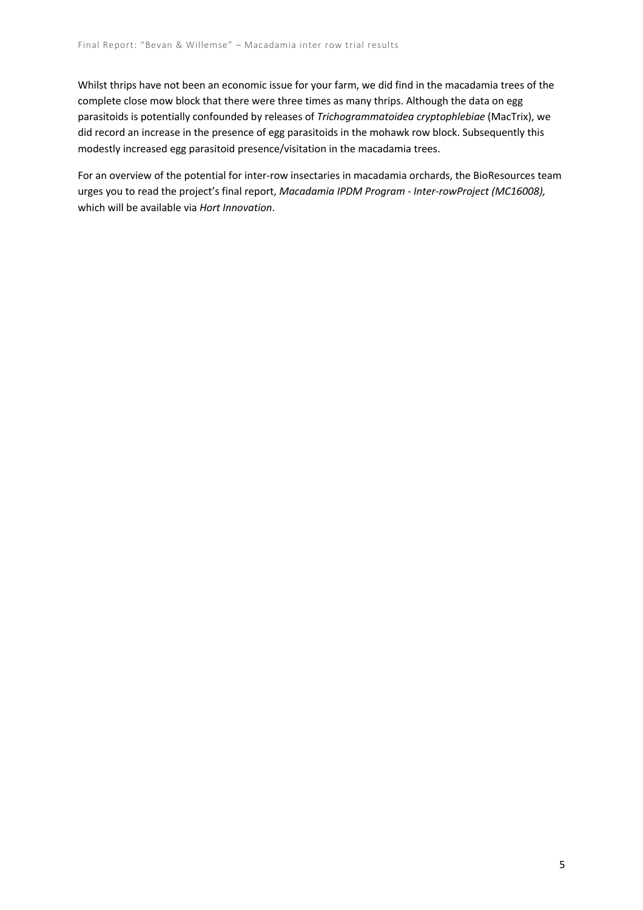Whilst thrips have not been an economic issue for your farm, we did find in the macadamia trees of the complete close mow block that there were three times as many thrips. Although the data on egg parasitoids is potentially confounded by releases of *Trichogrammatoidea cryptophlebiae* (MacTrix), we did record an increase in the presence of egg parasitoids in the mohawk row block. Subsequently this modestly increased egg parasitoid presence/visitation in the macadamia trees.

For an overview of the potential for inter-row insectaries in macadamia orchards, the BioResources team urges you to read the project's final report, *Macadamia IPDM Program - Inter-rowProject (MC16008),* which will be available via *Hort Innovation*.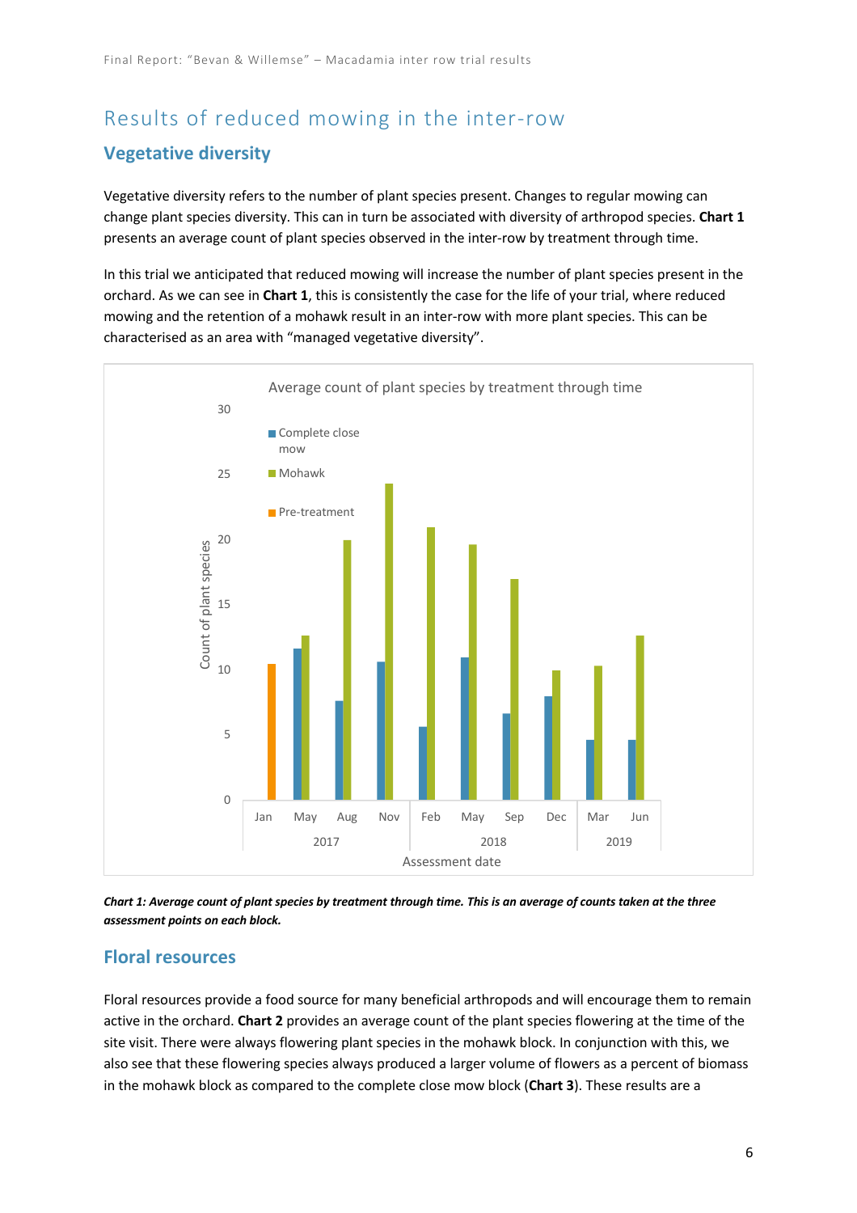# Results of reduced mowing in the inter-row

## Vegetative diversity

Vegetative diversity refers to the number of plant species present. Changes to regular mowing can change plant species diversity. This can in turn be associated with diversity of arthropod species. **Chart 1** presents an average count of plant species observed in the inter-row by treatment through time.

In this trial we anticipated that reduced mowing will increase the number of plant species present in the orchard. As we can see in **Chart 1**, this is consistently the case for the life of your trial, where reduced mowing and the retention of a mohawk result in an inter-row with more plant species. This can be characterised as an area with "managed vegetative diversity".

*Chart 1: Average count of plant species by treatment through time. This is an average of counts taken at the three assessment points on each block.*

## Floral resources

Floral resources provide a food source for many beneficial arthropods and will encourage them to remain active in the orchard. **Chart 2** provides an average count of the plant species flowering at the time of the site visit. There were always flowering plant species in the mohawk block. In conjunction with this, we also see that these flowering species always produced a larger volume of flowers as a percent of biomass in the mohawk block as compared to the complete close mow block (**Chart 3**). These results are a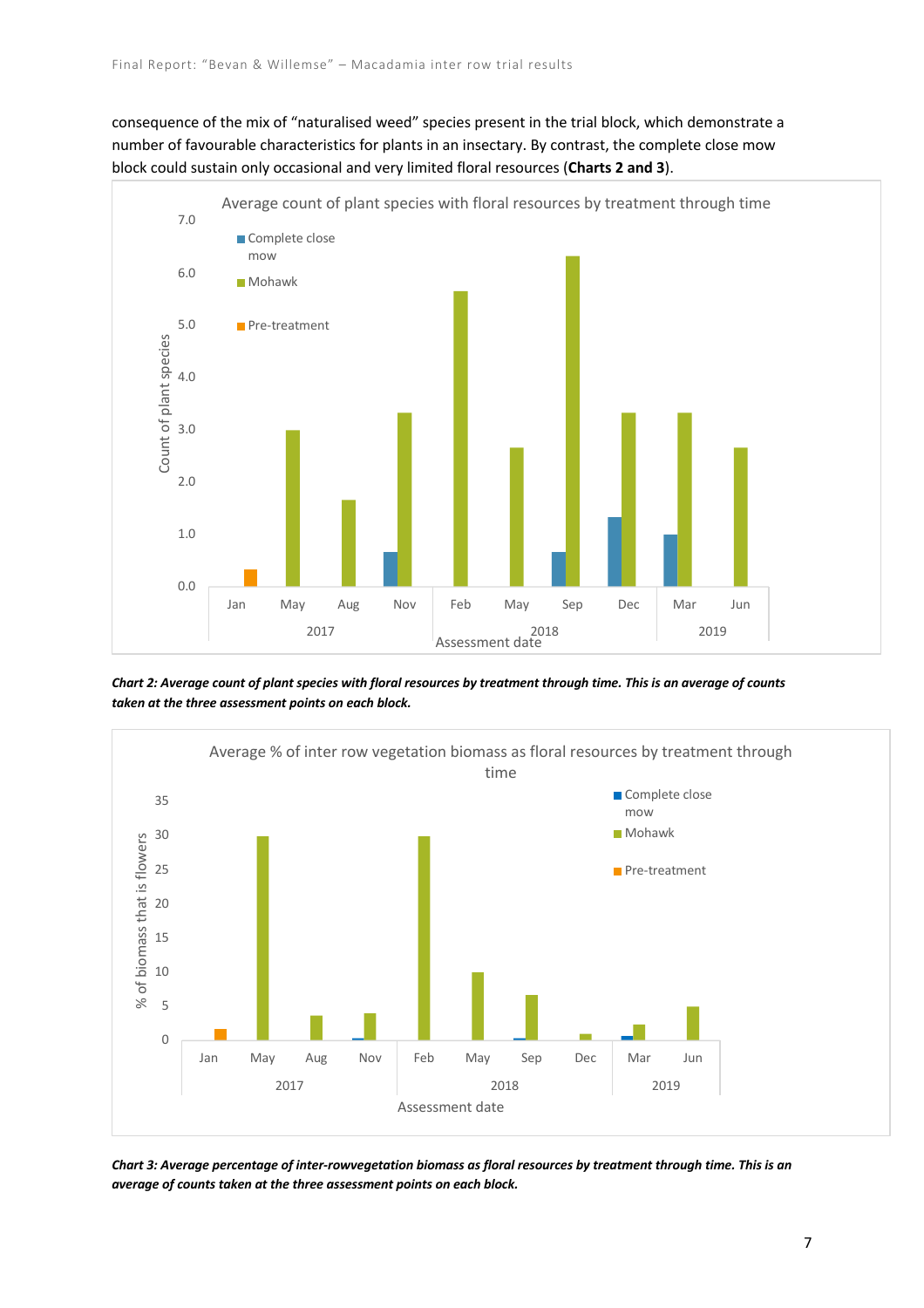consequence of the mix of "naturalised weed" species present in the trial block, which demonstrate a number of favourable characteristics for plants in an insectary. By contrast, the complete close mow block could sustain only occasional and very limited floral resources (**Charts 2 and 3**).

***Chart 2: Average count of plant species with floral resources by treatment through time. This is an average of counts taken at the three assessment points on each block.***

***Chart 3: Average percentage of inter-rowvegetation biomass as floral resources by treatment through time. This is an average of counts taken at the three assessment points on each block.***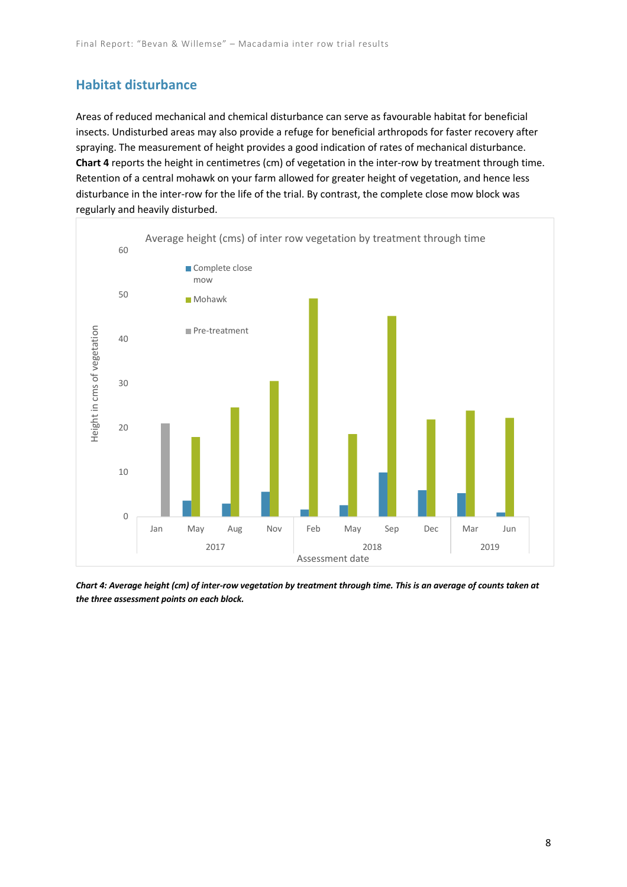## Habitat disturbance

Areas of reduced mechanical and chemical disturbance can serve as favourable habitat for beneficial insects. Undisturbed areas may also provide a refuge for beneficial arthropods for faster recovery after spraying. The measurement of height provides a good indication of rates of mechanical disturbance. **Chart 4** reports the height in centimetres (cm) of vegetation in the inter-row by treatment through time. Retention of a central mohawk on your farm allowed for greater height of vegetation, and hence less disturbance in the inter-row for the life of the trial. By contrast, the complete close mow block was regularly and heavily disturbed.

***Chart 4: Average height (cm) of inter-row vegetation by treatment through time. This is an average of counts taken at the three assessment points on each block.***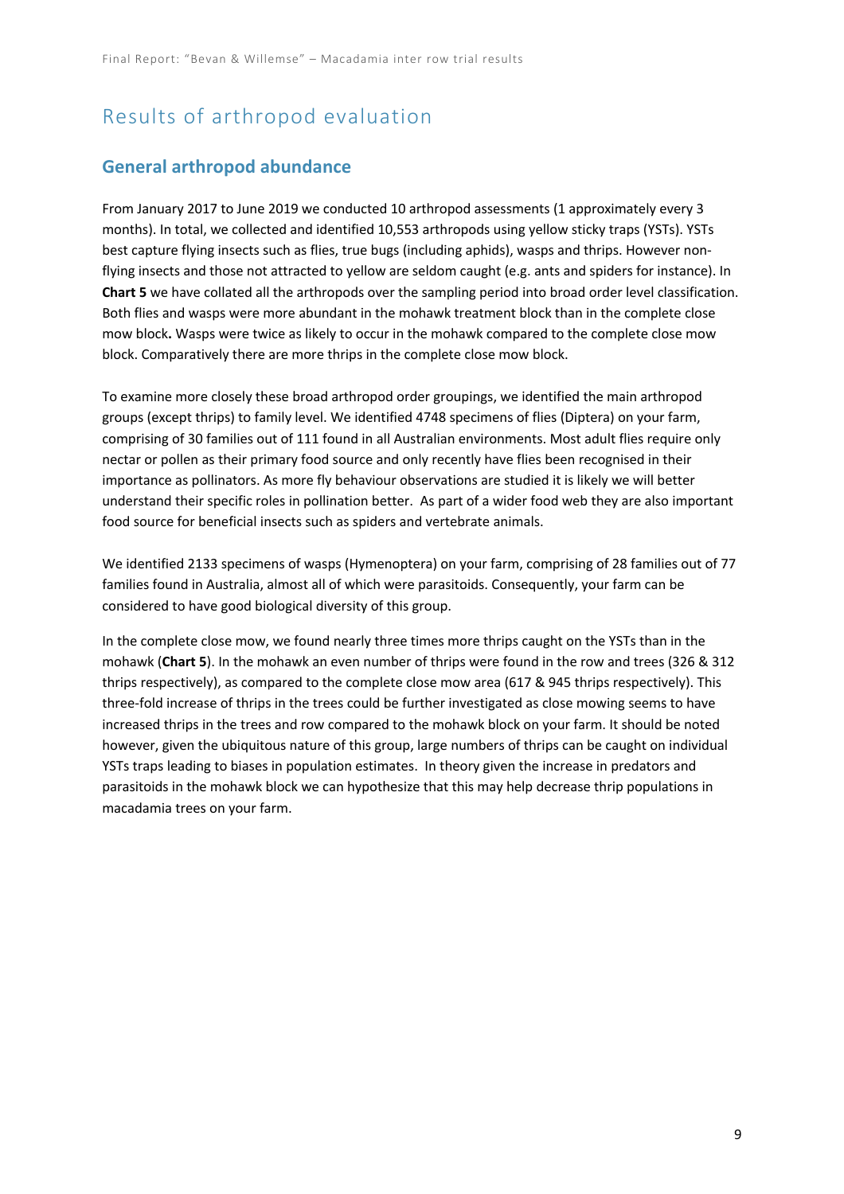# Results of arthropod evaluation

## General arthropod abundance

From January 2017 to June 2019 we conducted 10 arthropod assessments (1 approximately every 3 months). In total, we collected and identified 10,553 arthropods using yellow sticky traps (YSTs). YSTs best capture flying insects such as flies, true bugs (including aphids), wasps and thrips. However non-flying insects and those not attracted to yellow are seldom caught (e.g. ants and spiders for instance). In **Chart 5** we have collated all the arthropods over the sampling period into broad order level classification. Both flies and wasps were more abundant in the mohawk treatment block than in the complete close mow block**.** Wasps were twice as likely to occur in the mohawk compared to the complete close mow block. Comparatively there are more thrips in the complete close mow block.

To examine more closely these broad arthropod order groupings, we identified the main arthropod groups (except thrips) to family level. We identified 4748 specimens of flies (Diptera) on your farm, comprising of 30 families out of 111 found in all Australian environments. Most adult flies require only nectar or pollen as their primary food source and only recently have flies been recognised in their importance as pollinators. As more fly behaviour observations are studied it is likely we will better understand their specific roles in pollination better. As part of a wider food web they are also important food source for beneficial insects such as spiders and vertebrate animals.

We identified 2133 specimens of wasps (Hymenoptera) on your farm, comprising of 28 families out of 77 families found in Australia, almost all of which were parasitoids. Consequently, your farm can be considered to have good biological diversity of this group.

In the complete close mow, we found nearly three times more thrips caught on the YSTs than in the mohawk (**Chart 5**). In the mohawk an even number of thrips were found in the row and trees (326 & 312 thrips respectively), as compared to the complete close mow area (617 & 945 thrips respectively). This three-fold increase of thrips in the trees could be further investigated as close mowing seems to have increased thrips in the trees and row compared to the mohawk block on your farm. It should be noted however, given the ubiquitous nature of this group, large numbers of thrips can be caught on individual YSTs traps leading to biases in population estimates. In theory given the increase in predators and parasitoids in the mohawk block we can hypothesize that this may help decrease thrip populations in macadamia trees on your farm.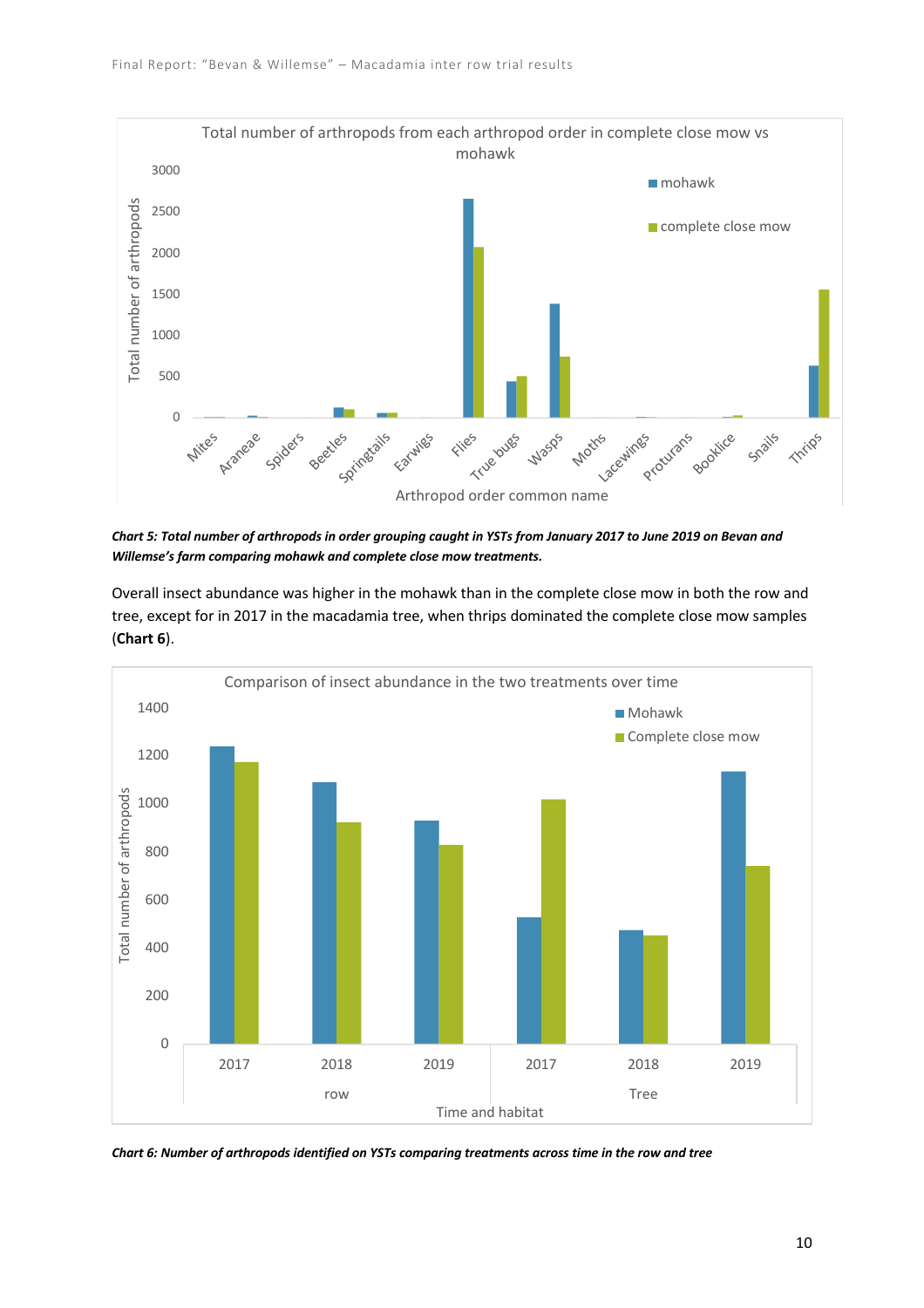*Chart 5: Total number of arthropods in order grouping caught in YSTs from January 2017 to June 2019 on Bevan and Willemse's farm comparing mohawk and complete close mow treatments.*

Overall insect abundance was higher in the mohawk than in the complete close mow in both the row and tree, except for in 2017 in the macadamia tree, when thrips dominated the complete close mow samples (**Chart 6**).

*Chart 6: Number of arthropods identified on YSTs comparing treatments across time in the row and tree*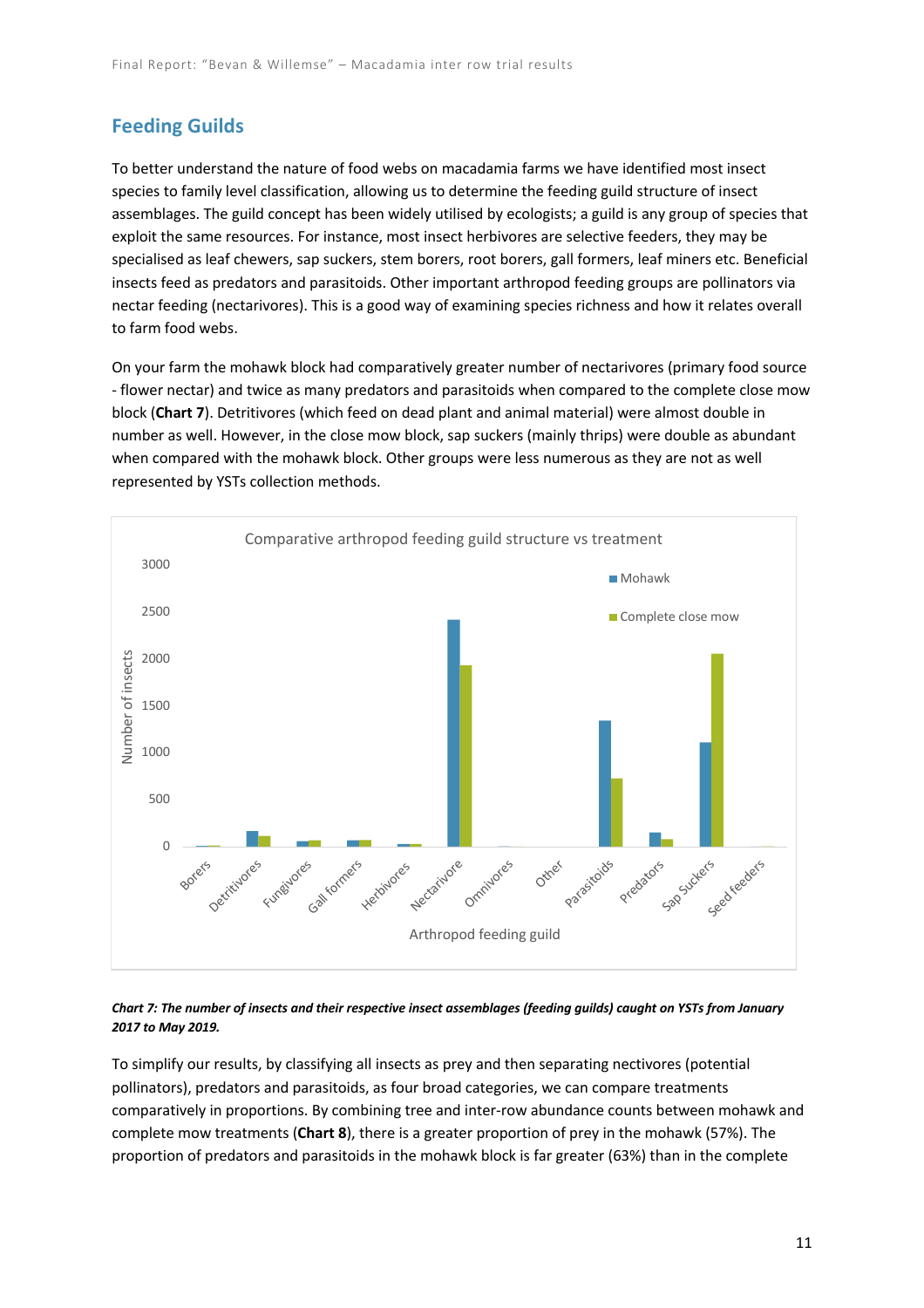## Feeding Guilds

To better understand the nature of food webs on macadamia farms we have identified most insect species to family level classification, allowing us to determine the feeding guild structure of insect assemblages. The guild concept has been widely utilised by ecologists; a guild is any group of species that exploit the same resources. For instance, most insect herbivores are selective feeders, they may be specialised as leaf chewers, sap suckers, stem borers, root borers, gall formers, leaf miners etc. Beneficial insects feed as predators and parasitoids. Other important arthropod feeding groups are pollinators via nectar feeding (nectarivores). This is a good way of examining species richness and how it relates overall to farm food webs.

On your farm the mohawk block had comparatively greater number of nectarivores (primary food source - flower nectar) and twice as many predators and parasitoids when compared to the complete close mow block (**Chart 7**). Detritivores (which feed on dead plant and animal material) were almost double in number as well. However, in the close mow block, sap suckers (mainly thrips) were double as abundant when compared with the mohawk block. Other groups were less numerous as they are not as well represented by YSTs collection methods.

*Chart 7: The number of insects and their respective insect assemblages (feeding guilds) caught on YSTs from January 2017 to May 2019.*

To simplify our results, by classifying all insects as prey and then separating nectivores (potential pollinators), predators and parasitoids, as four broad categories, we can compare treatments comparatively in proportions. By combining tree and inter-row abundance counts between mohawk and complete mow treatments (**Chart 8**), there is a greater proportion of prey in the mohawk (57%). The proportion of predators and parasitoids in the mohawk block is far greater (63%) than in the complete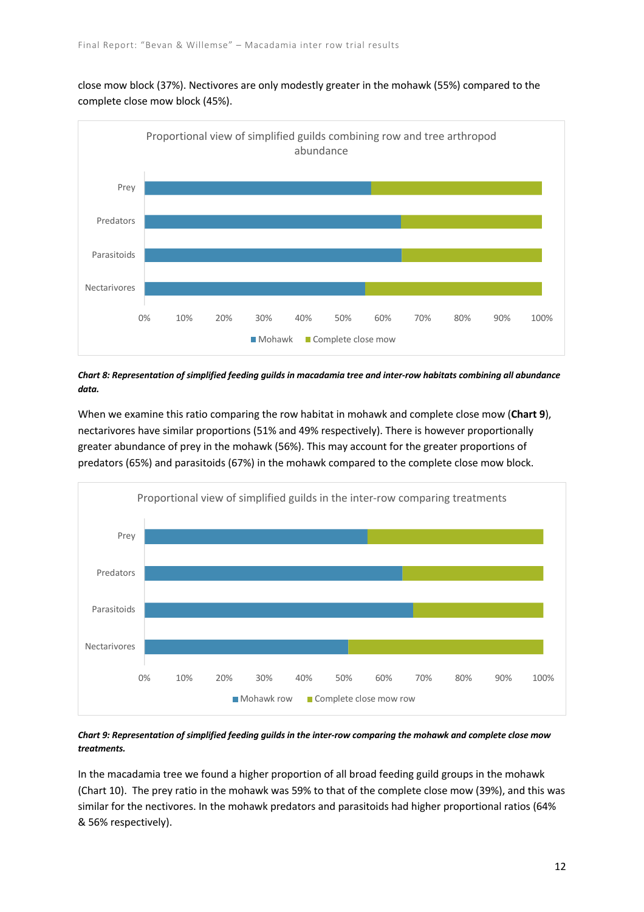close mow block (37%). Nectivores are only modestly greater in the mohawk (55%) compared to the complete close mow block (45%).

*Chart 8: Representation of simplified feeding guilds in macadamia tree and inter-row habitats combining all abundance data.*

When we examine this ratio comparing the row habitat in mohawk and complete close mow (**Chart 9**), nectarivores have similar proportions (51% and 49% respectively). There is however proportionally greater abundance of prey in the mohawk (56%). This may account for the greater proportions of predators (65%) and parasitoids (67%) in the mohawk compared to the complete close mow block.

*Chart 9: Representation of simplified feeding guilds in the inter-row comparing the mohawk and complete close mow treatments.*

In the macadamia tree we found a higher proportion of all broad feeding guild groups in the mohawk (Chart 10). The prey ratio in the mohawk was 59% to that of the complete close mow (39%), and this was similar for the nectivores. In the mohawk predators and parasitoids had higher proportional ratios (64% & 56% respectively).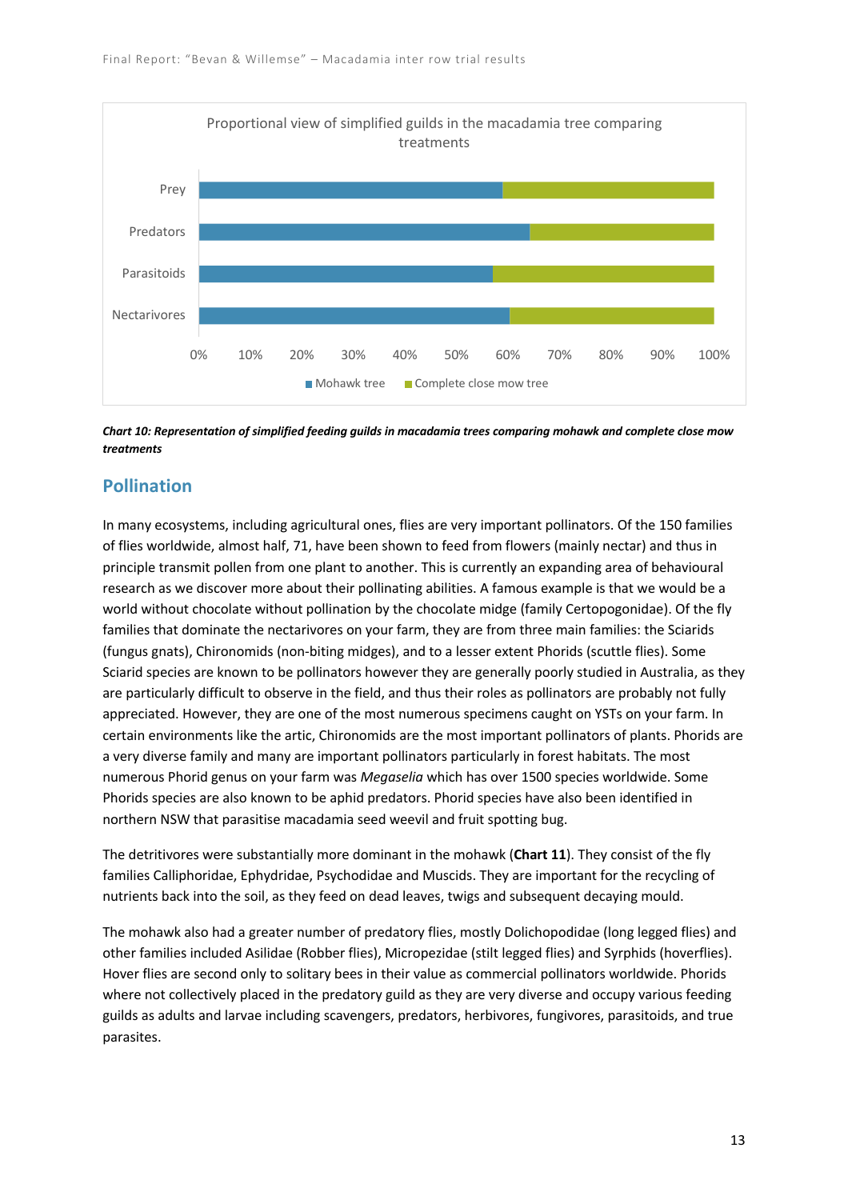Proportional view of simplified guilds in the macadamia tree comparing treatments

| Guild | Mohawk tree | Complete close mow tree |
| --- | --- | --- |
| Prey | ~59% | ~41% |
| Predators | ~64% | ~36% |
| Parasitoids | ~57% | ~43% |
| Nectarivores | ~60% | ~40% |

***Chart 10: Representation of simplified feeding guilds in macadamia trees comparing mohawk and complete close mow treatments***

## Pollination

In many ecosystems, including agricultural ones, flies are very important pollinators. Of the 150 families of flies worldwide, almost half, 71, have been shown to feed from flowers (mainly nectar) and thus in principle transmit pollen from one plant to another. This is currently an expanding area of behavioural research as we discover more about their pollinating abilities. A famous example is that we would be a world without chocolate without pollination by the chocolate midge (family Certopogonidae). Of the fly families that dominate the nectarivores on your farm, they are from three main families: the Sciarids (fungus gnats), Chironomids (non-biting midges), and to a lesser extent Phorids (scuttle flies). Some Sciarid species are known to be pollinators however they are generally poorly studied in Australia, as they are particularly difficult to observe in the field, and thus their roles as pollinators are probably not fully appreciated. However, they are one of the most numerous specimens caught on YSTs on your farm. In certain environments like the artic, Chironomids are the most important pollinators of plants. Phorids are a very diverse family and many are important pollinators particularly in forest habitats. The most numerous Phorid genus on your farm was *Megaselia* which has over 1500 species worldwide. Some Phorids species are also known to be aphid predators. Phorid species have also been identified in northern NSW that parasitise macadamia seed weevil and fruit spotting bug.

The detritivores were substantially more dominant in the mohawk (**Chart 11**). They consist of the fly families Calliphoridae, Ephydridae, Psychodidae and Muscids. They are important for the recycling of nutrients back into the soil, as they feed on dead leaves, twigs and subsequent decaying mould.

The mohawk also had a greater number of predatory flies, mostly Dolichopodidae (long legged flies) and other families included Asilidae (Robber flies), Micropezidae (stilt legged flies) and Syrphids (hoverflies). Hover flies are second only to solitary bees in their value as commercial pollinators worldwide. Phorids where not collectively placed in the predatory guild as they are very diverse and occupy various feeding guilds as adults and larvae including scavengers, predators, herbivores, fungivores, parasitoids, and true parasites.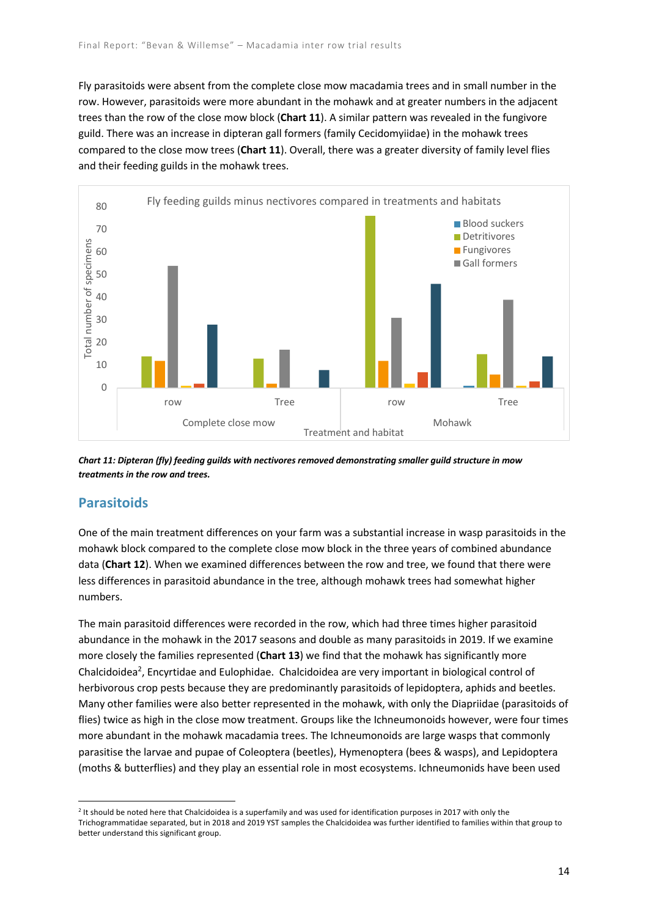Fly parasitoids were absent from the complete close mow macadamia trees and in small number in the row. However, parasitoids were more abundant in the mohawk and at greater numbers in the adjacent trees than the row of the close mow block (**Chart 11**). A similar pattern was revealed in the fungivore guild. There was an increase in dipteran gall formers (family Cecidomyiidae) in the mohawk trees compared to the close mow trees (**Chart 11**). Overall, there was a greater diversity of family level flies and their feeding guilds in the mohawk trees.

***Chart 11: Dipteran (fly) feeding guilds with nectivores removed demonstrating smaller guild structure in mow treatments in the row and trees.***

## Parasitoids

One of the main treatment differences on your farm was a substantial increase in wasp parasitoids in the mohawk block compared to the complete close mow block in the three years of combined abundance data (**Chart 12**). When we examined differences between the row and tree, we found that there were less differences in parasitoid abundance in the tree, although mohawk trees had somewhat higher numbers.

The main parasitoid differences were recorded in the row, which had three times higher parasitoid abundance in the mohawk in the 2017 seasons and double as many parasitoids in 2019. If we examine more closely the families represented (**Chart 13**) we find that the mohawk has significantly more Chalcidoidea[2], Encyrtidae and Eulophidae. Chalcidoidea are very important in biological control of herbivorous crop pests because they are predominantly parasitoids of lepidoptera, aphids and beetles. Many other families were also better represented in the mohawk, with only the Diapriidae (parasitoids of flies) twice as high in the close mow treatment. Groups like the Ichneumonoids however, were four times more abundant in the mohawk macadamia trees. The Ichneumonoids are large wasps that commonly parasitise the larvae and pupae of Coleoptera (beetles), Hymenoptera (bees & wasps), and Lepidoptera (moths & butterflies) and they play an essential role in most ecosystems. Ichneumonids have been used

[2] It should be noted here that Chalcidoidea is a superfamily and was used for identification purposes in 2017 with only the Trichogrammatidae separated, but in 2018 and 2019 YST samples the Chalcidoidea was further identified to families within that group to better understand this significant group.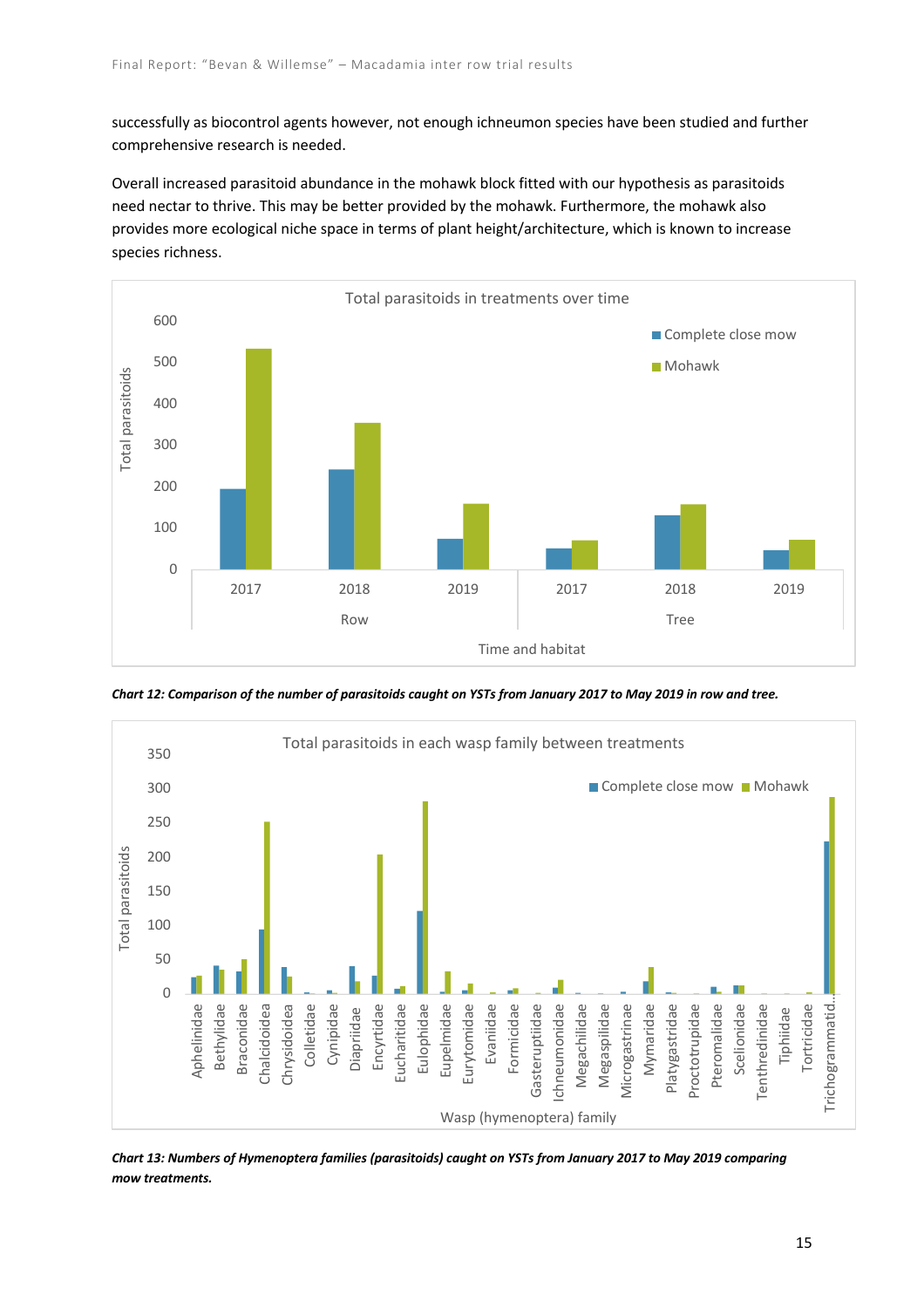successfully as biocontrol agents however, not enough ichneumon species have been studied and further comprehensive research is needed.

Overall increased parasitoid abundance in the mohawk block fitted with our hypothesis as parasitoids need nectar to thrive. This may be better provided by the mohawk. Furthermore, the mohawk also provides more ecological niche space in terms of plant height/architecture, which is known to increase species richness.

***Chart 12: Comparison of the number of parasitoids caught on YSTs from January 2017 to May 2019 in row and tree.***

***Chart 13: Numbers of Hymenoptera families (parasitoids) caught on YSTs from January 2017 to May 2019 comparing mow treatments.***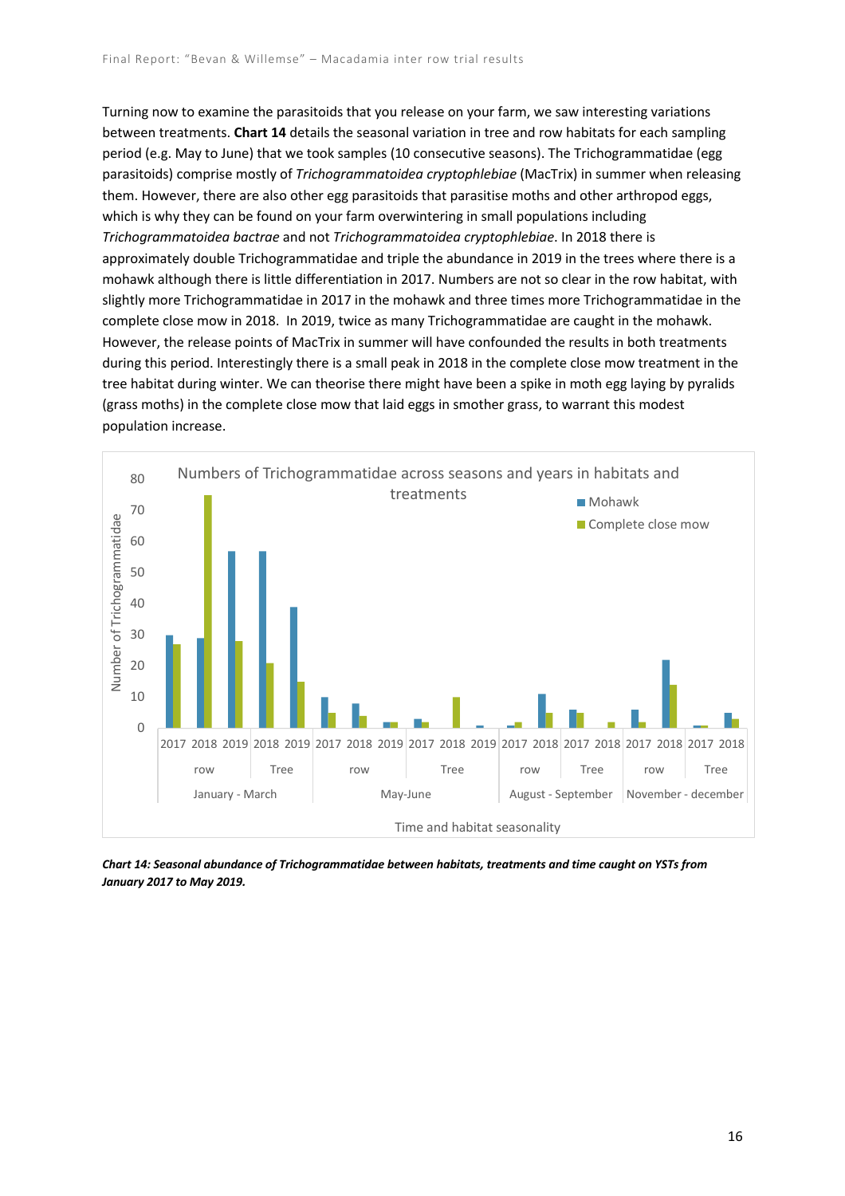Turning now to examine the parasitoids that you release on your farm, we saw interesting variations between treatments. **Chart 14** details the seasonal variation in tree and row habitats for each sampling period (e.g. May to June) that we took samples (10 consecutive seasons). The Trichogrammatidae (egg parasitoids) comprise mostly of *Trichogrammatoidea cryptophlebiae* (MacTrix) in summer when releasing them. However, there are also other egg parasitoids that parasitise moths and other arthropod eggs, which is why they can be found on your farm overwintering in small populations including *Trichogrammatoidea bactrae* and not *Trichogrammatoidea cryptophlebiae*. In 2018 there is approximately double Trichogrammatidae and triple the abundance in 2019 in the trees where there is a mohawk although there is little differentiation in 2017. Numbers are not so clear in the row habitat, with slightly more Trichogrammatidae in 2017 in the mohawk and three times more Trichogrammatidae in the complete close mow in 2018. In 2019, twice as many Trichogrammatidae are caught in the mohawk. However, the release points of MacTrix in summer will have confounded the results in both treatments during this period. Interestingly there is a small peak in 2018 in the complete close mow treatment in the tree habitat during winter. We can theorise there might have been a spike in moth egg laying by pyralids (grass moths) in the complete close mow that laid eggs in smother grass, to warrant this modest population increase.

Numbers of Trichogrammatidae across seasons and years in habitats and treatments

| Season | Habitat | Year | Mohawk | Complete close mow |
|---|---|---|---|---|
| January - March | row | 2017 | 30 | 27 |
| | | 2018 | 29 | 75 |
| | | 2019 | 57 | 28 |
| | Tree | 2018 | 57 | 21 |
| | | 2019 | 39 | 15 |
| May-June | row | 2017 | 10 | 5 |
| | | 2018 | 8 | 4 |
| | | 2019 | 2 | 2 |
| | Tree | 2017 | 3 | 2 |
| | | 2018 | 0 | 10 |
| | | 2019 | 1 | 0 |
| August - September | row | 2017 | 1 | 2 |
| | | 2018 | 11 | 5 |
| | Tree | 2017 | 6 | 5 |
| | | 2018 | 0 | 2 |
| November - december | row | 2017 | 6 | 2 |
| | | 2018 | 22 | 14 |
| | Tree | 2017 | 1 | 1 |
| | | 2018 | 5 | 3 |

*Chart 14: Seasonal abundance of Trichogrammatidae between habitats, treatments and time caught on YSTs from January 2017 to May 2019.*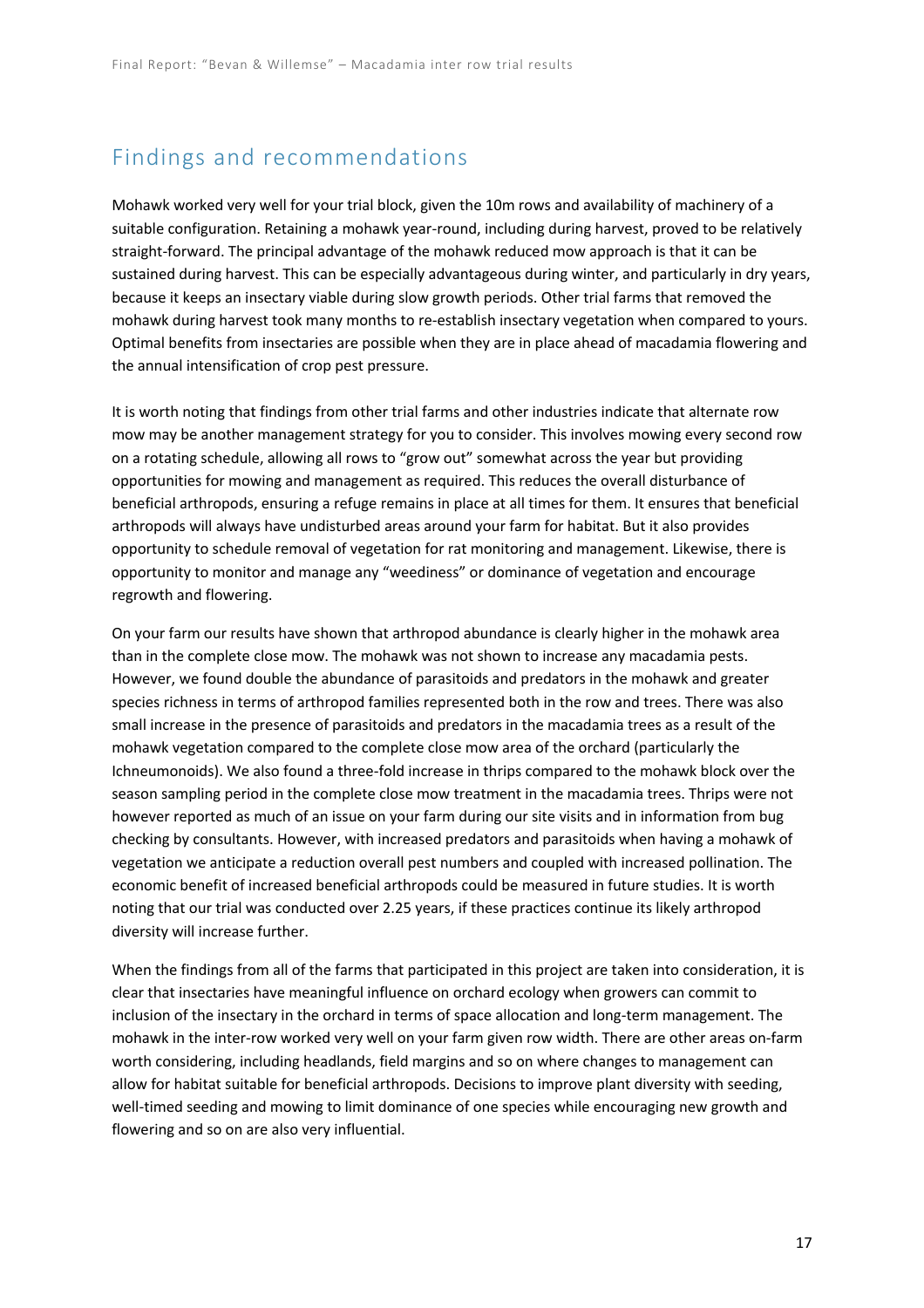## Findings and recommendations

Mohawk worked very well for your trial block, given the 10m rows and availability of machinery of a suitable configuration. Retaining a mohawk year-round, including during harvest, proved to be relatively straight-forward. The principal advantage of the mohawk reduced mow approach is that it can be sustained during harvest. This can be especially advantageous during winter, and particularly in dry years, because it keeps an insectary viable during slow growth periods. Other trial farms that removed the mohawk during harvest took many months to re-establish insectary vegetation when compared to yours. Optimal benefits from insectaries are possible when they are in place ahead of macadamia flowering and the annual intensification of crop pest pressure.

It is worth noting that findings from other trial farms and other industries indicate that alternate row mow may be another management strategy for you to consider. This involves mowing every second row on a rotating schedule, allowing all rows to "grow out" somewhat across the year but providing opportunities for mowing and management as required. This reduces the overall disturbance of beneficial arthropods, ensuring a refuge remains in place at all times for them. It ensures that beneficial arthropods will always have undisturbed areas around your farm for habitat. But it also provides opportunity to schedule removal of vegetation for rat monitoring and management. Likewise, there is opportunity to monitor and manage any "weediness" or dominance of vegetation and encourage regrowth and flowering.

On your farm our results have shown that arthropod abundance is clearly higher in the mohawk area than in the complete close mow. The mohawk was not shown to increase any macadamia pests. However, we found double the abundance of parasitoids and predators in the mohawk and greater species richness in terms of arthropod families represented both in the row and trees. There was also small increase in the presence of parasitoids and predators in the macadamia trees as a result of the mohawk vegetation compared to the complete close mow area of the orchard (particularly the Ichneumonoids). We also found a three-fold increase in thrips compared to the mohawk block over the season sampling period in the complete close mow treatment in the macadamia trees. Thrips were not however reported as much of an issue on your farm during our site visits and in information from bug checking by consultants. However, with increased predators and parasitoids when having a mohawk of vegetation we anticipate a reduction overall pest numbers and coupled with increased pollination. The economic benefit of increased beneficial arthropods could be measured in future studies. It is worth noting that our trial was conducted over 2.25 years, if these practices continue its likely arthropod diversity will increase further.

When the findings from all of the farms that participated in this project are taken into consideration, it is clear that insectaries have meaningful influence on orchard ecology when growers can commit to inclusion of the insectary in the orchard in terms of space allocation and long-term management. The mohawk in the inter-row worked very well on your farm given row width. There are other areas on-farm worth considering, including headlands, field margins and so on where changes to management can allow for habitat suitable for beneficial arthropods. Decisions to improve plant diversity with seeding, well-timed seeding and mowing to limit dominance of one species while encouraging new growth and flowering and so on are also very influential.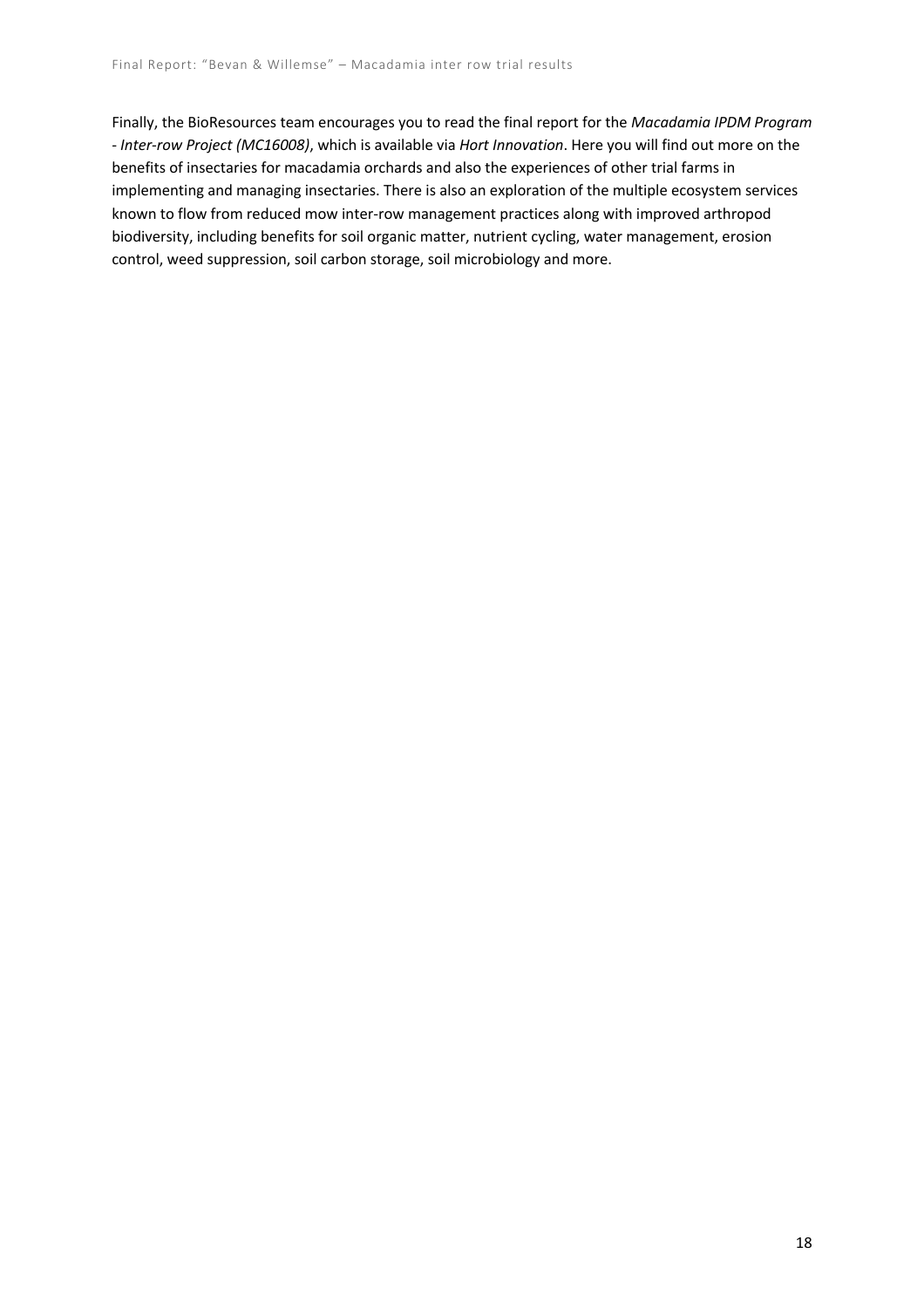Finally, the BioResources team encourages you to read the final report for the *Macadamia IPDM Program - Inter-row Project (MC16008)*, which is available via *Hort Innovation*. Here you will find out more on the benefits of insectaries for macadamia orchards and also the experiences of other trial farms in implementing and managing insectaries. There is also an exploration of the multiple ecosystem services known to flow from reduced mow inter-row management practices along with improved arthropod biodiversity, including benefits for soil organic matter, nutrient cycling, water management, erosion control, weed suppression, soil carbon storage, soil microbiology and more.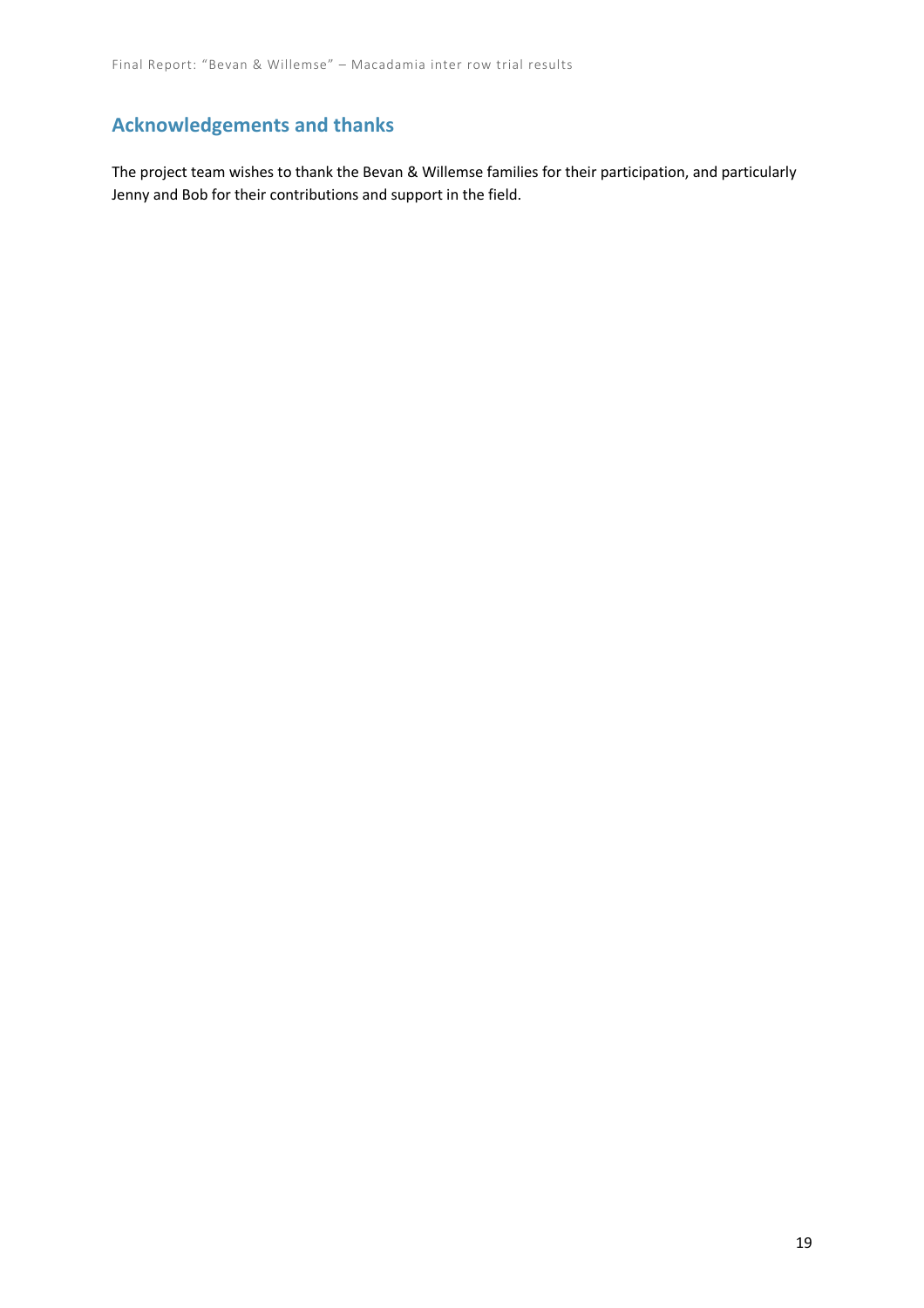## Acknowledgements and thanks

The project team wishes to thank the Bevan & Willemse families for their participation, and particularly Jenny and Bob for their contributions and support in the field.